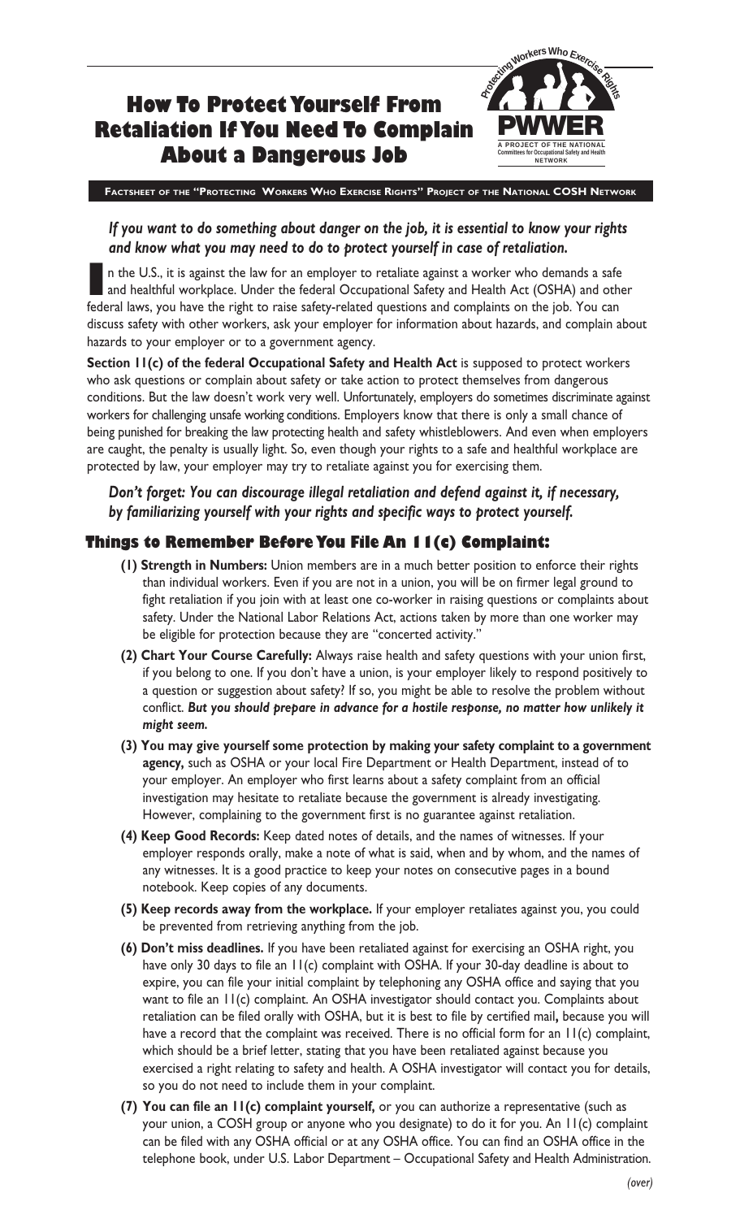# How To Protect Yourself From Retaliation If You Need To Complain About a Dangerous Job

Protecting Workers Who Exercise Rights

**PWWER**

A PROJECT OF THE NATIONAL Committees for Occupational Safety and Health NETWORK

**FACTSHEET OF THE "PROTECTING WORKERS WHO EXERCISE RIGHTS" PROJECT OF THE NATIONAL COSH NETWORK**

***If you want to do something about danger on the job, it is essential to know your rights and know what you may need to do to protect yourself in case of retaliation.***

In the U.S., it is against the law for an employer to retaliate against a worker who demands a safe and healthful workplace. Under the federal Occupational Safety and Health Act (OSHA) and other federal laws, you have the right to raise safety-related questions and complaints on the job. You can discuss safety with other workers, ask your employer for information about hazards, and complain about hazards to your employer or to a government agency.

**Section 11(c) of the federal Occupational Safety and Health Act** is supposed to protect workers who ask questions or complain about safety or take action to protect themselves from dangerous conditions. But the law doesn't work very well. Unfortunately, employers do sometimes discriminate against workers for challenging unsafe working conditions. Employers know that there is only a small chance of being punished for breaking the law protecting health and safety whistleblowers. And even when employers are caught, the penalty is usually light. So, even though your rights to a safe and healthful workplace are protected by law, your employer may try to retaliate against you for exercising them.

***Don't forget: You can discourage illegal retaliation and defend against it, if necessary, by familiarizing yourself with your rights and specific ways to protect yourself.***

## Things to Remember Before You File An 11(c) Complaint:

**(1) Strength in Numbers:** Union members are in a much better position to enforce their rights than individual workers. Even if you are not in a union, you will be on firmer legal ground to fight retaliation if you join with at least one co-worker in raising questions or complaints about safety. Under the National Labor Relations Act, actions taken by more than one worker may be eligible for protection because they are "concerted activity."

**(2) Chart Your Course Carefully:** Always raise health and safety questions with your union first, if you belong to one. If you don't have a union, is your employer likely to respond positively to a question or suggestion about safety? If so, you might be able to resolve the problem without conflict. ***But you should prepare in advance for a hostile response, no matter how unlikely it might seem.***

**(3) You may give yourself some protection by making your safety complaint to a government agency,** such as OSHA or your local Fire Department or Health Department, instead of to your employer. An employer who first learns about a safety complaint from an official investigation may hesitate to retaliate because the government is already investigating. However, complaining to the government first is no guarantee against retaliation.

**(4) Keep Good Records:** Keep dated notes of details, and the names of witnesses. If your employer responds orally, make a note of what is said, when and by whom, and the names of any witnesses. It is a good practice to keep your notes on consecutive pages in a bound notebook. Keep copies of any documents.

**(5) Keep records away from the workplace.** If your employer retaliates against you, you could be prevented from retrieving anything from the job.

**(6) Don't miss deadlines.** If you have been retaliated against for exercising an OSHA right, you have only 30 days to file an 11(c) complaint with OSHA. If your 30-day deadline is about to expire, you can file your initial complaint by telephoning any OSHA office and saying that you want to file an 11(c) complaint. An OSHA investigator should contact you. Complaints about retaliation can be filed orally with OSHA, but it is best to file by certified mail**,** because you will have a record that the complaint was received. There is no official form for an 11(c) complaint, which should be a brief letter, stating that you have been retaliated against because you exercised a right relating to safety and health. A OSHA investigator will contact you for details, so you do not need to include them in your complaint.

**(7) You can file an 11(c) complaint yourself,** or you can authorize a representative (such as your union, a COSH group or anyone who you designate) to do it for you. An 11(c) complaint can be filed with any OSHA official or at any OSHA office. You can find an OSHA office in the telephone book, under U.S. Labor Department – Occupational Safety and Health Administration.

*(over)*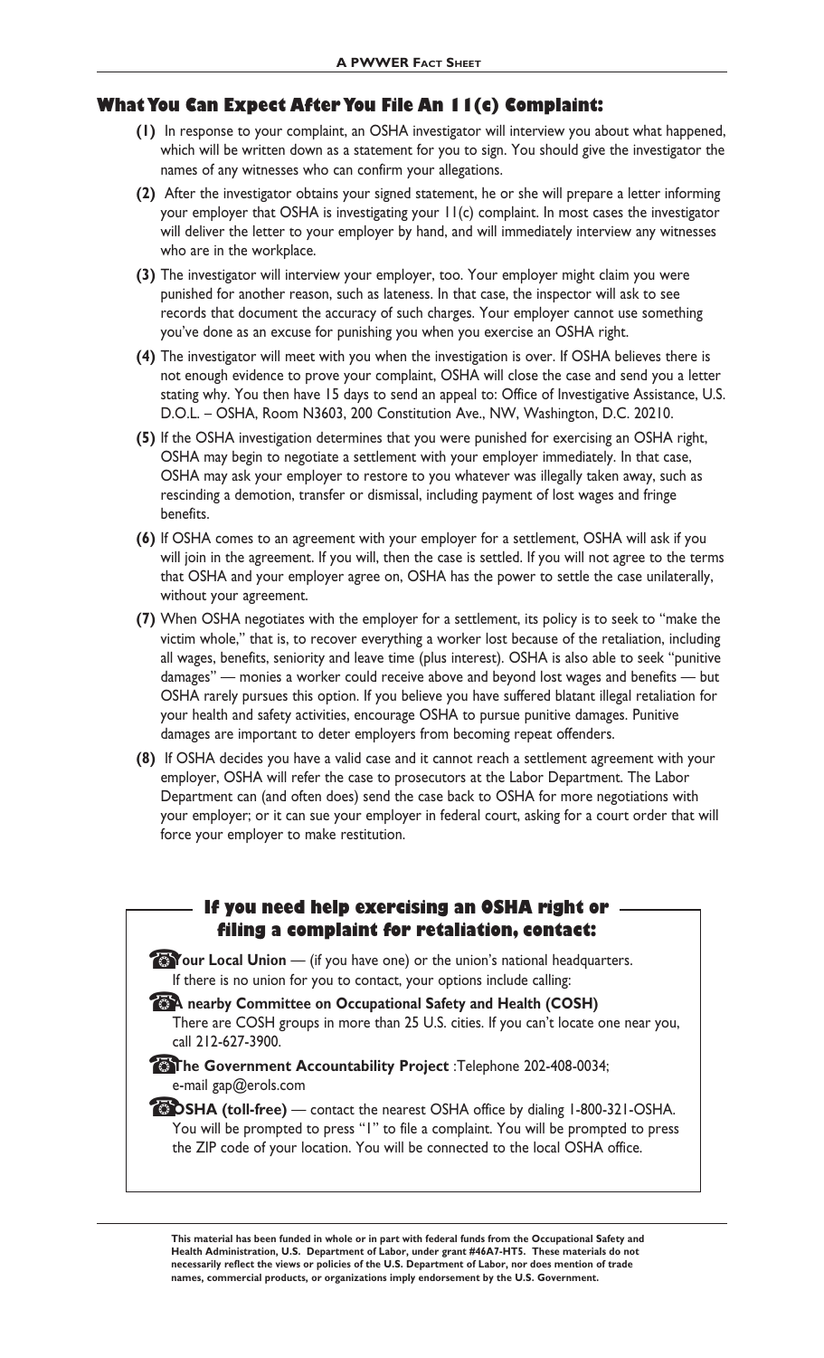## What You Can Expect After You File An 11(c) Complaint:

**(1)** In response to your complaint, an OSHA investigator will interview you about what happened, which will be written down as a statement for you to sign. You should give the investigator the names of any witnesses who can confirm your allegations.

**(2)** After the investigator obtains your signed statement, he or she will prepare a letter informing your employer that OSHA is investigating your 11(c) complaint. In most cases the investigator will deliver the letter to your employer by hand, and will immediately interview any witnesses who are in the workplace.

**(3)** The investigator will interview your employer, too. Your employer might claim you were punished for another reason, such as lateness. In that case, the inspector will ask to see records that document the accuracy of such charges. Your employer cannot use something you've done as an excuse for punishing you when you exercise an OSHA right.

**(4)** The investigator will meet with you when the investigation is over. If OSHA believes there is not enough evidence to prove your complaint, OSHA will close the case and send you a letter stating why. You then have 15 days to send an appeal to: Office of Investigative Assistance, U.S. D.O.L. – OSHA, Room N3603, 200 Constitution Ave., NW, Washington, D.C. 20210.

**(5)** If the OSHA investigation determines that you were punished for exercising an OSHA right, OSHA may begin to negotiate a settlement with your employer immediately. In that case, OSHA may ask your employer to restore to you whatever was illegally taken away, such as rescinding a demotion, transfer or dismissal, including payment of lost wages and fringe benefits.

**(6)** If OSHA comes to an agreement with your employer for a settlement, OSHA will ask if you will join in the agreement. If you will, then the case is settled. If you will not agree to the terms that OSHA and your employer agree on, OSHA has the power to settle the case unilaterally, without your agreement.

**(7)** When OSHA negotiates with the employer for a settlement, its policy is to seek to "make the victim whole," that is, to recover everything a worker lost because of the retaliation, including all wages, benefits, seniority and leave time (plus interest). OSHA is also able to seek "punitive damages" — monies a worker could receive above and beyond lost wages and benefits — but OSHA rarely pursues this option. If you believe you have suffered blatant illegal retaliation for your health and safety activities, encourage OSHA to pursue punitive damages. Punitive damages are important to deter employers from becoming repeat offenders.

**(8)** If OSHA decides you have a valid case and it cannot reach a settlement agreement with your employer, OSHA will refer the case to prosecutors at the Labor Department. The Labor Department can (and often does) send the case back to OSHA for more negotiations with your employer; or it can sue your employer in federal court, asking for a court order that will force your employer to make restitution.

### If you need help exercising an OSHA right or filing a complaint for retaliation, contact:

☎ **Your Local Union** — (if you have one) or the union's national headquarters. If there is no union for you to contact, your options include calling:

☎ **A nearby Committee on Occupational Safety and Health (COSH)** There are COSH groups in more than 25 U.S. cities. If you can't locate one near you, call 212-627-3900.

☎ **The Government Accountability Project** :Telephone 202-408-0034; e-mail gap@erols.com

☎ **OSHA (toll-free)** — contact the nearest OSHA office by dialing 1-800-321-OSHA. You will be prompted to press "1" to file a complaint. You will be prompted to press the ZIP code of your location. You will be connected to the local OSHA office.

**This material has been funded in whole or in part with federal funds from the Occupational Safety and Health Administration, U.S. Department of Labor, under grant #46A7-HT5. These materials do not necessarily reflect the views or policies of the U.S. Department of Labor, nor does mention of trade names, commercial products, or organizations imply endorsement by the U.S. Government.**